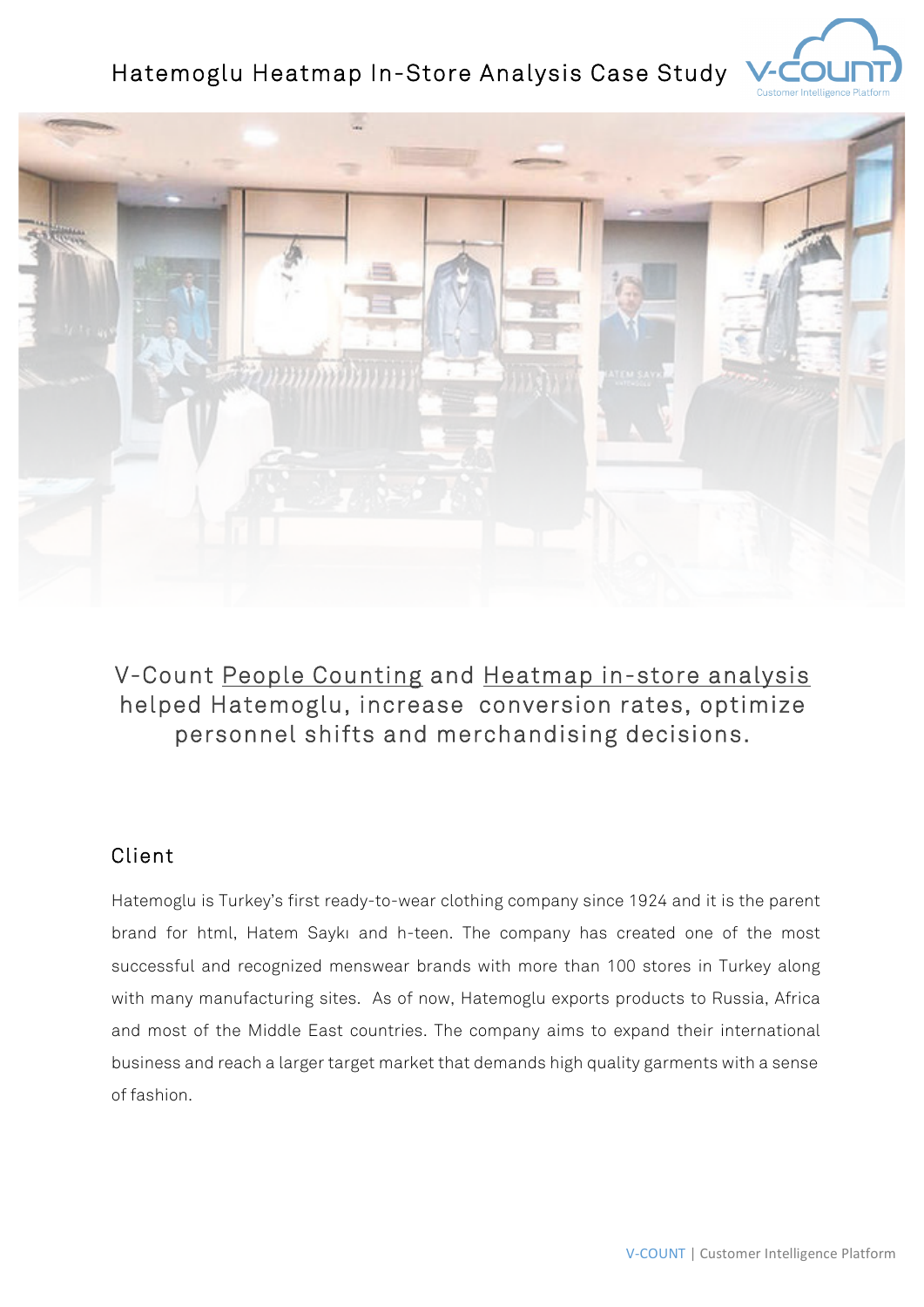# Hatemoglu Heatmap In-Store Analysis Case Study

V-Count People Counting and Heatmap in-store analysis helped Hatemoglu, increase conversion rates, optimize personnel shifts and merchandising decisions.

## Client

Hatemoglu is Turkey's first ready-to-wear clothing company since 1924 and it is the parent brand for html, Hatem Saykı and h-teen. The company has created one of the most successful and recognized menswear brands with more than 100 stores in Turkey along with many manufacturing sites. As of now, Hatemoglu exports products to Russia, Africa and most of the Middle East countries. The company aims to expand their international business and reach a larger target market that demands high quality garments with a sense of fashion.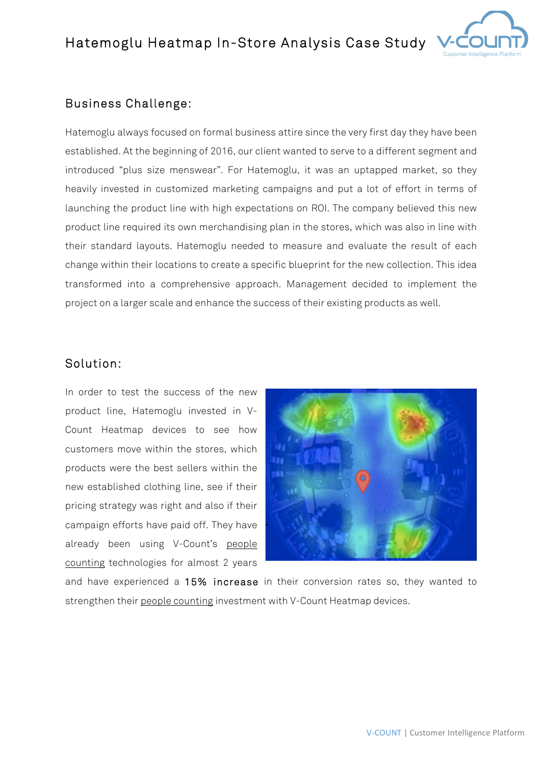## Business Challenge:

Hatemoglu always focused on formal business attire since the very first day they have been established. At the beginning of 2016, our client wanted to serve to a different segment and introduced “plus size menswear”. For Hatemoglu, it was an uptapped market, so they heavily invested in customized marketing campaigns and put a lot of effort in terms of launching the product line with high expectations on ROI. The company believed this new product line required its own merchandising plan in the stores, which was also in line with their standard layouts. Hatemoglu needed to measure and evaluate the result of each change within their locations to create a specific blueprint for the new collection. This idea transformed into a comprehensive approach. Management decided to implement the project on a larger scale and enhance the success of their existing products as well.

## Solution:

In order to test the success of the new product line, Hatemoglu invested in V-Count Heatmap devices to see how customers move within the stores, which products were the best sellers within the new established clothing line, see if their pricing strategy was right and also if their campaign efforts have paid off. They have already been using V-Count’s people counting technologies for almost 2 years and have experienced a **15% increase** in their conversion rates so, they wanted to strengthen their people counting investment with V-Count Heatmap devices.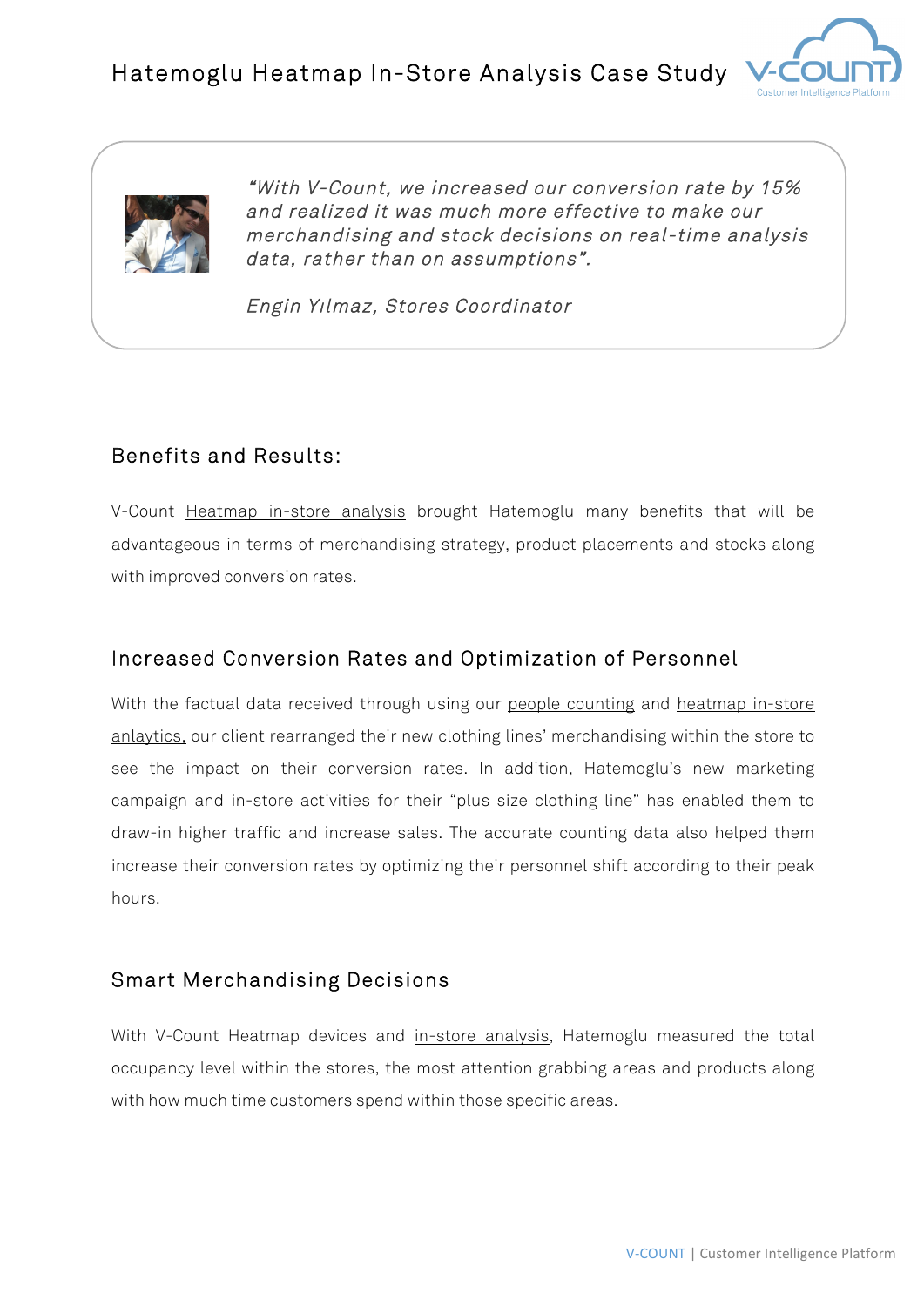*"With V-Count, we increased our conversion rate by 15% and realized it was much more effective to make our merchandising and stock decisions on real-time analysis data, rather than on assumptions".*

*Engin Yılmaz, Stores Coordinator*

## Benefits and Results:

V-Count Heatmap in-store analysis brought Hatemoglu many benefits that will be advantageous in terms of merchandising strategy, product placements and stocks along with improved conversion rates.

## Increased Conversion Rates and Optimization of Personnel

With the factual data received through using our people counting and heatmap in-store anlaytics, our client rearranged their new clothing lines' merchandising within the store to see the impact on their conversion rates. In addition, Hatemoglu's new marketing campaign and in-store activities for their "plus size clothing line" has enabled them to draw-in higher traffic and increase sales. The accurate counting data also helped them increase their conversion rates by optimizing their personnel shift according to their peak hours.

## Smart Merchandising Decisions

With V-Count Heatmap devices and in-store analysis, Hatemoglu measured the total occupancy level within the stores, the most attention grabbing areas and products along with how much time customers spend within those specific areas.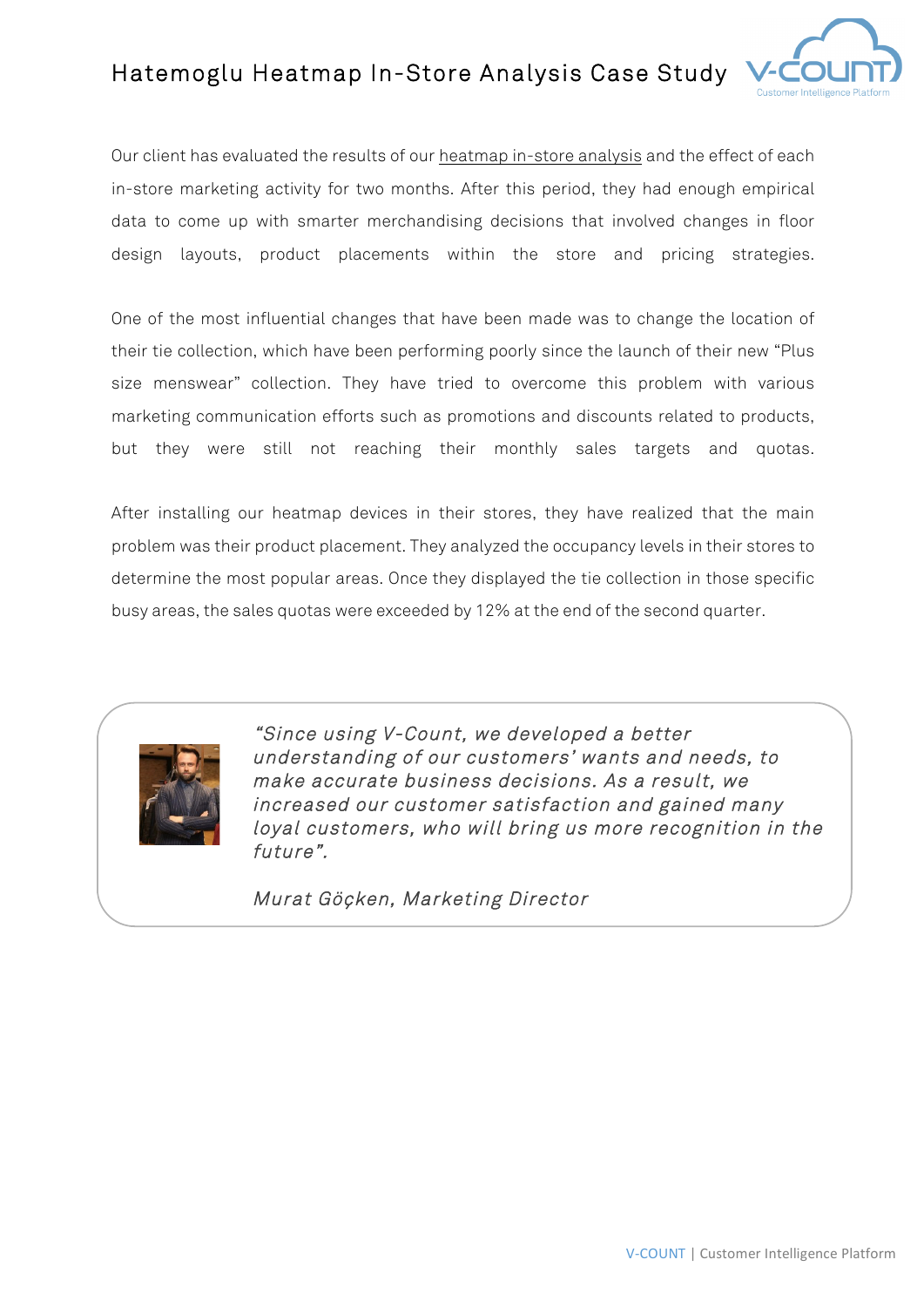# Hatemoglu Heatmap In-Store Analysis Case Study

Our client has evaluated the results of our heatmap in-store analysis and the effect of each in-store marketing activity for two months. After this period, they had enough empirical data to come up with smarter merchandising decisions that involved changes in floor design layouts, product placements within the store and pricing strategies.

One of the most influential changes that have been made was to change the location of their tie collection, which have been performing poorly since the launch of their new "Plus size menswear" collection. They have tried to overcome this problem with various marketing communication efforts such as promotions and discounts related to products, but they were still not reaching their monthly sales targets and quotas.

After installing our heatmap devices in their stores, they have realized that the main problem was their product placement. They analyzed the occupancy levels in their stores to determine the most popular areas. Once they displayed the tie collection in those specific busy areas, the sales quotas were exceeded by 12% at the end of the second quarter.

> *"Since using V-Count, we developed a better understanding of our customers' wants and needs, to make accurate business decisions. As a result, we increased our customer satisfaction and gained many loyal customers, who will bring us more recognition in the future".*
>
> *Murat Göçken, Marketing Director*